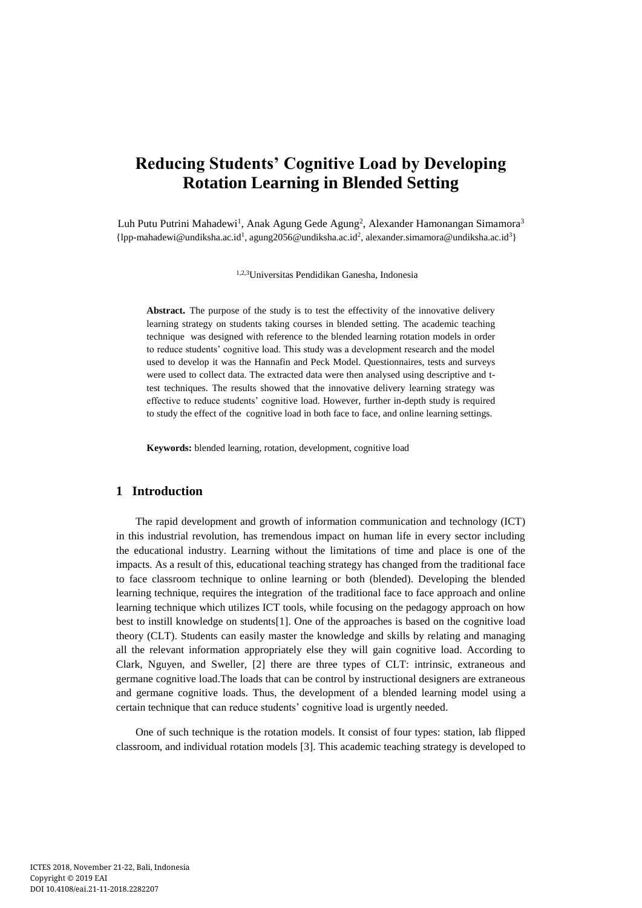# Reducing Students' Cognitive Load by Developing Rotation Learning in Blended Setting

Luh Putu Putrini Mahadewi[1], Anak Agung Gede Agung[2], Alexander Hamonangan Simamora[3]
{lpp-mahadewi@undiksha.ac.id[1], agung2056@undiksha.ac.id[2], alexander.simamora@undiksha.ac.id[3]}

[1,2,3]Universitas Pendidikan Ganesha, Indonesia

**Abstract.** The purpose of the study is to test the effectivity of the innovative delivery learning strategy on students taking courses in blended setting. The academic teaching technique was designed with reference to the blended learning rotation models in order to reduce students' cognitive load. This study was a development research and the model used to develop it was the Hannafin and Peck Model. Questionnaires, tests and surveys were used to collect data. The extracted data were then analysed using descriptive and t-test techniques. The results showed that the innovative delivery learning strategy was effective to reduce students' cognitive load. However, further in-depth study is required to study the effect of the cognitive load in both face to face, and online learning settings.

**Keywords:** blended learning, rotation, development, cognitive load

## 1 Introduction

The rapid development and growth of information communication and technology (ICT) in this industrial revolution, has tremendous impact on human life in every sector including the educational industry. Learning without the limitations of time and place is one of the impacts. As a result of this, educational teaching strategy has changed from the traditional face to face classroom technique to online learning or both (blended). Developing the blended learning technique, requires the integration of the traditional face to face approach and online learning technique which utilizes ICT tools, while focusing on the pedagogy approach on how best to instill knowledge on students[1]. One of the approaches is based on the cognitive load theory (CLT). Students can easily master the knowledge and skills by relating and managing all the relevant information appropriately else they will gain cognitive load. According to Clark, Nguyen, and Sweller, [2] there are three types of CLT: intrinsic, extraneous and germane cognitive load.The loads that can be control by instructional designers are extraneous and germane cognitive loads. Thus, the development of a blended learning model using a certain technique that can reduce students' cognitive load is urgently needed.

One of such technique is the rotation models. It consist of four types: station, lab flipped classroom, and individual rotation models [3]. This academic teaching strategy is developed to

ICTES 2018, November 21-22, Bali, Indonesia
Copyright © 2019 EAI
DOI 10.4108/eai.21-11-2018.2282207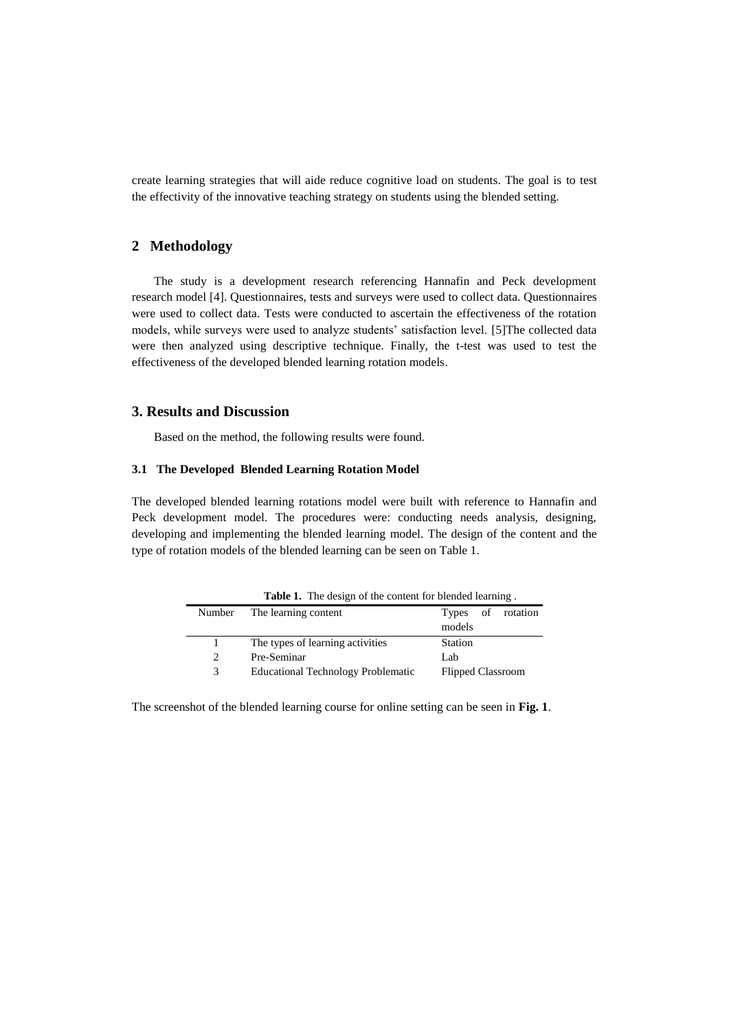create learning strategies that will aide reduce cognitive load on students. The goal is to test the effectivity of the innovative teaching strategy on students using the blended setting.

## 2 Methodology

The study is a development research referencing Hannafin and Peck development research model [4]. Questionnaires, tests and surveys were used to collect data. Questionnaires were used to collect data. Tests were conducted to ascertain the effectiveness of the rotation models, while surveys were used to analyze students' satisfaction level. [5]The collected data were then analyzed using descriptive technique. Finally, the t-test was used to test the effectiveness of the developed blended learning rotation models.

## 3. Results and Discussion

Based on the method, the following results were found.

### 3.1 The Developed Blended Learning Rotation Model

The developed blended learning rotations model were built with reference to Hannafin and Peck development model. The procedures were: conducting needs analysis, designing, developing and implementing the blended learning model. The design of the content and the type of rotation models of the blended learning can be seen on Table 1.

**Table 1.** The design of the content for blended learning .

| Number | The learning content | Types of rotation models |
|---|---|---|
| 1 | The types of learning activities | Station |
| 2 | Pre-Seminar | Lab |
| 3 | Educational Technology Problematic | Flipped Classroom |

The screenshot of the blended learning course for online setting can be seen in **Fig. 1**.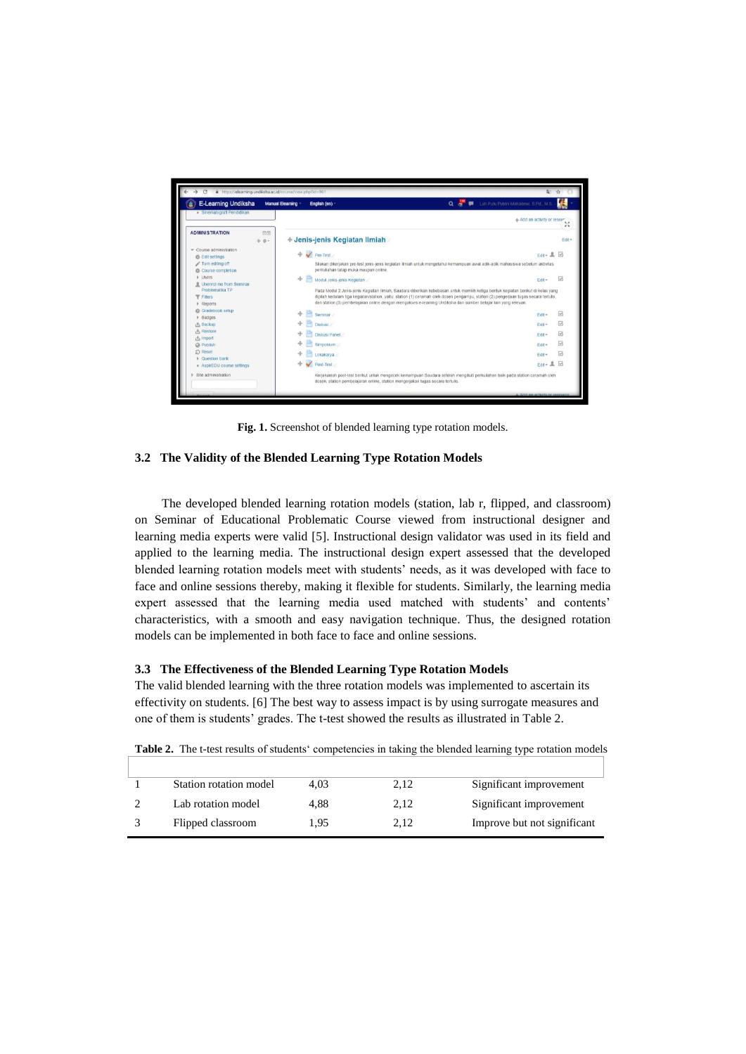**Fig. 1.** Screenshot of blended learning type rotation models.

### 3.2 The Validity of the Blended Learning Type Rotation Models

The developed blended learning rotation models (station, lab r, flipped, and classroom) on Seminar of Educational Problematic Course viewed from instructional designer and learning media experts were valid [5]. Instructional design validator was used in its field and applied to the learning media. The instructional design expert assessed that the developed blended learning rotation models meet with students' needs, as it was developed with face to face and online sessions thereby, making it flexible for students. Similarly, the learning media expert assessed that the learning media used matched with students' and contents' characteristics, with a smooth and easy navigation technique. Thus, the designed rotation models can be implemented in both face to face and online sessions.

### 3.3 The Effectiveness of the Blended Learning Type Rotation Models

The valid blended learning with the three rotation models was implemented to ascertain its effectivity on students. [6] The best way to assess impact is by using surrogate measures and one of them is students' grades. The t-test showed the results as illustrated in Table 2.

**Table 2.** The t-test results of students' competencies in taking the blended learning type rotation models

| | | | | |
|---|---|---|---|---|
| 1 | Station rotation model | 4,03 | 2,12 | Significant improvement |
| 2 | Lab rotation model | 4,88 | 2,12 | Significant improvement |
| 3 | Flipped classroom | 1,95 | 2,12 | Improve but not significant |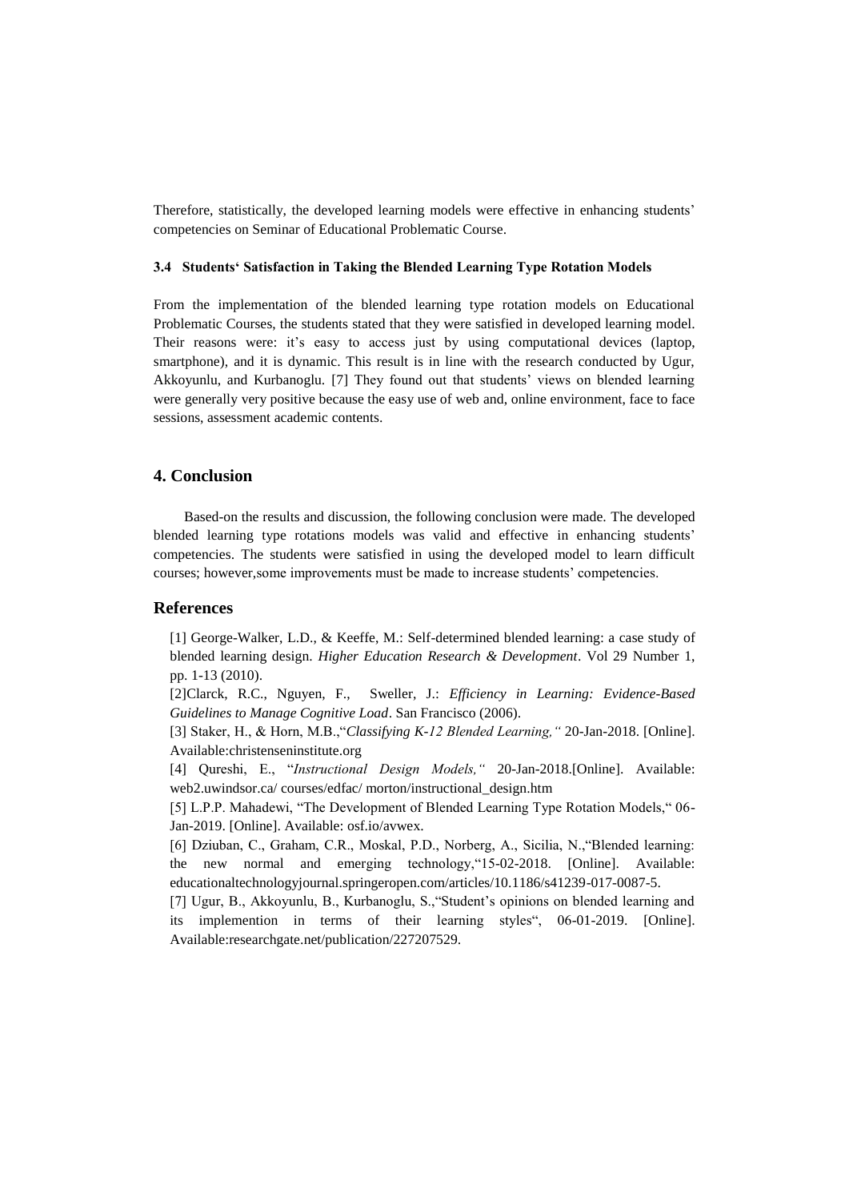Therefore, statistically, the developed learning models were effective in enhancing students' competencies on Seminar of Educational Problematic Course.

### 3.4 Students' Satisfaction in Taking the Blended Learning Type Rotation Models

From the implementation of the blended learning type rotation models on Educational Problematic Courses, the students stated that they were satisfied in developed learning model. Their reasons were: it's easy to access just by using computational devices (laptop, smartphone), and it is dynamic. This result is in line with the research conducted by Ugur, Akkoyunlu, and Kurbanoglu. [7] They found out that students' views on blended learning were generally very positive because the easy use of web and, online environment, face to face sessions, assessment academic contents.

## 4. Conclusion

Based-on the results and discussion, the following conclusion were made. The developed blended learning type rotations models was valid and effective in enhancing students' competencies. The students were satisfied in using the developed model to learn difficult courses; however,some improvements must be made to increase students' competencies.

## References

[1] George-Walker, L.D., & Keeffe, M.: Self-determined blended learning: a case study of blended learning design. *Higher Education Research & Development*. Vol 29 Number 1, pp. 1-13 (2010).

[2]Clarck, R.C., Nguyen, F., Sweller, J.: *Efficiency in Learning: Evidence-Based Guidelines to Manage Cognitive Load*. San Francisco (2006).

[3] Staker, H., & Horn, M.B.,"*Classifying K-12 Blended Learning,"* 20-Jan-2018. [Online]. Available:christenseninstitute.org

[4] Qureshi, E., "*Instructional Design Models,"* 20-Jan-2018.[Online]. Available: web2.uwindsor.ca/ courses/edfac/ morton/instructional_design.htm

[5] L.P.P. Mahadewi, "The Development of Blended Learning Type Rotation Models," 06-Jan-2019. [Online]. Available: osf.io/avwex.

[6] Dziuban, C., Graham, C.R., Moskal, P.D., Norberg, A., Sicilia, N.,"Blended learning: the new normal and emerging technology,"15-02-2018. [Online]. Available: educationaltechnologyjournal.springeropen.com/articles/10.1186/s41239-017-0087-5.

[7] Ugur, B., Akkoyunlu, B., Kurbanoglu, S.,"Student's opinions on blended learning and its implemention in terms of their learning styles", 06-01-2019. [Online]. Available:researchgate.net/publication/227207529.